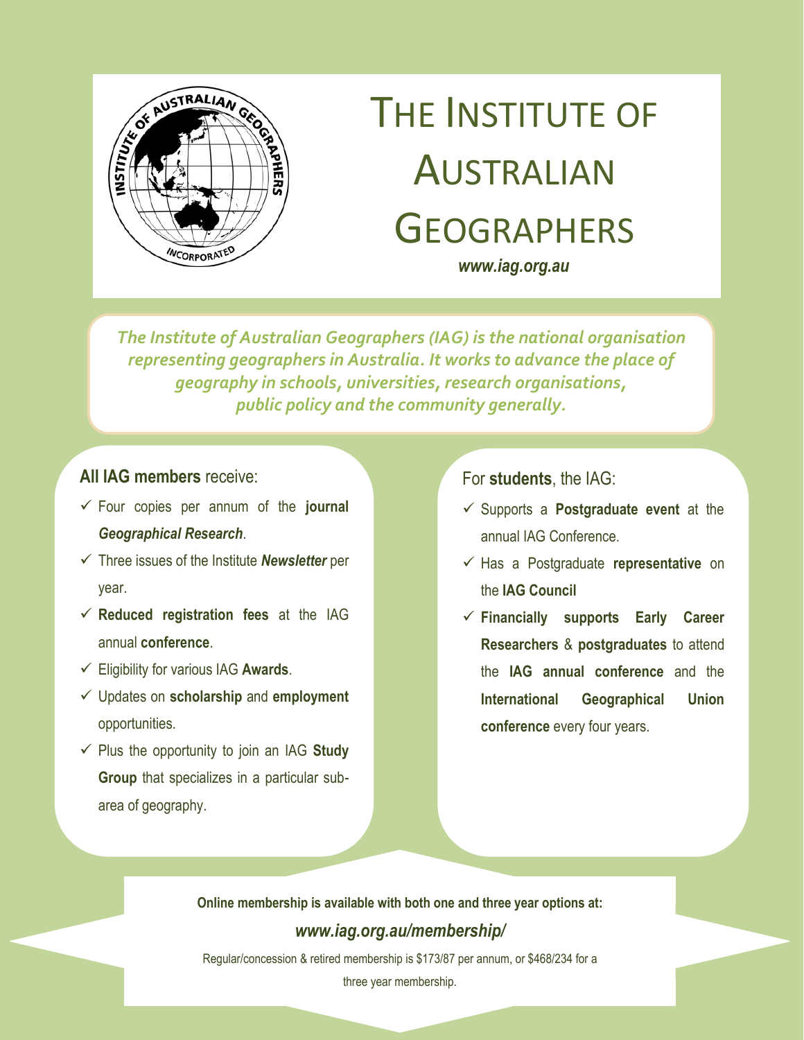# The Institute of Australian Geographers

***www.iag.org.au***

*The Institute of Australian Geographers (IAG) is the national organisation representing geographers in Australia. It works to advance the place of geography in schools, universities, research organisations, public policy and the community generally.*

**All IAG members** receive:

- ✓ Four copies per annum of the **journal *Geographical Research***.
- ✓ Three issues of the Institute ***Newsletter*** per year.
- ✓ **Reduced registration fees** at the IAG annual **conference**.
- ✓ Eligibility for various IAG **Awards**.
- ✓ Updates on **scholarship** and **employment** opportunities.
- ✓ Plus the opportunity to join an IAG **Study Group** that specializes in a particular sub-area of geography.

For **students**, the IAG:

- ✓ Supports a **Postgraduate event** at the annual IAG Conference.
- ✓ Has a Postgraduate **representative** on the **IAG Council**
- ✓ **Financially supports Early Career Researchers** & **postgraduates** to attend the **IAG annual conference** and the **International Geographical Union conference** every four years.

**Online membership is available with both one and three year options at:**

***www.iag.org.au/membership/***

Regular/concession & retired membership is $173/87 per annum, or $468/234 for a three year membership.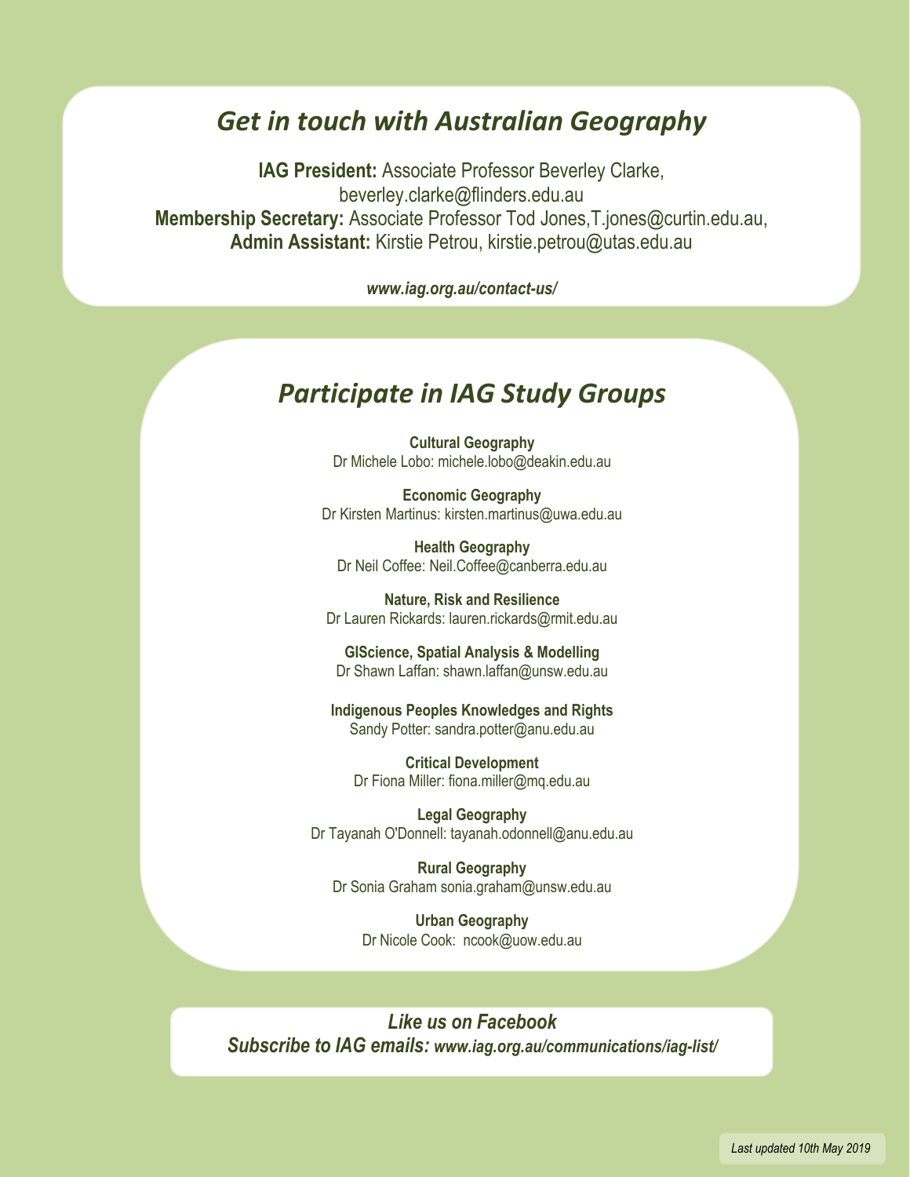## *Get in touch with Australian Geography*

**IAG President:** Associate Professor Beverley Clarke, beverley.clarke@flinders.edu.au
**Membership Secretary:** Associate Professor Tod Jones,T.jones@curtin.edu.au,
**Admin Assistant:** Kirstie Petrou, kirstie.petrou@utas.edu.au

***www.iag.org.au/contact-us/***

## *Participate in IAG Study Groups*

**Cultural Geography**
Dr Michele Lobo: michele.lobo@deakin.edu.au

**Economic Geography**
Dr Kirsten Martinus: kirsten.martinus@uwa.edu.au

**Health Geography**
Dr Neil Coffee: Neil.Coffee@canberra.edu.au

**Nature, Risk and Resilience**
Dr Lauren Rickards: lauren.rickards@rmit.edu.au

**GIScience, Spatial Analysis & Modelling**
Dr Shawn Laffan: shawn.laffan@unsw.edu.au

**Indigenous Peoples Knowledges and Rights**
Sandy Potter: sandra.potter@anu.edu.au

**Critical Development**
Dr Fiona Miller: fiona.miller@mq.edu.au

**Legal Geography**
Dr Tayanah O'Donnell: tayanah.odonnell@anu.edu.au

**Rural Geography**
Dr Sonia Graham sonia.graham@unsw.edu.au

**Urban Geography**
Dr Nicole Cook: ncook@uow.edu.au

***Like us on Facebook***
***Subscribe to IAG emails: www.iag.org.au/communications/iag-list/***

*Last updated 10th May 2019*